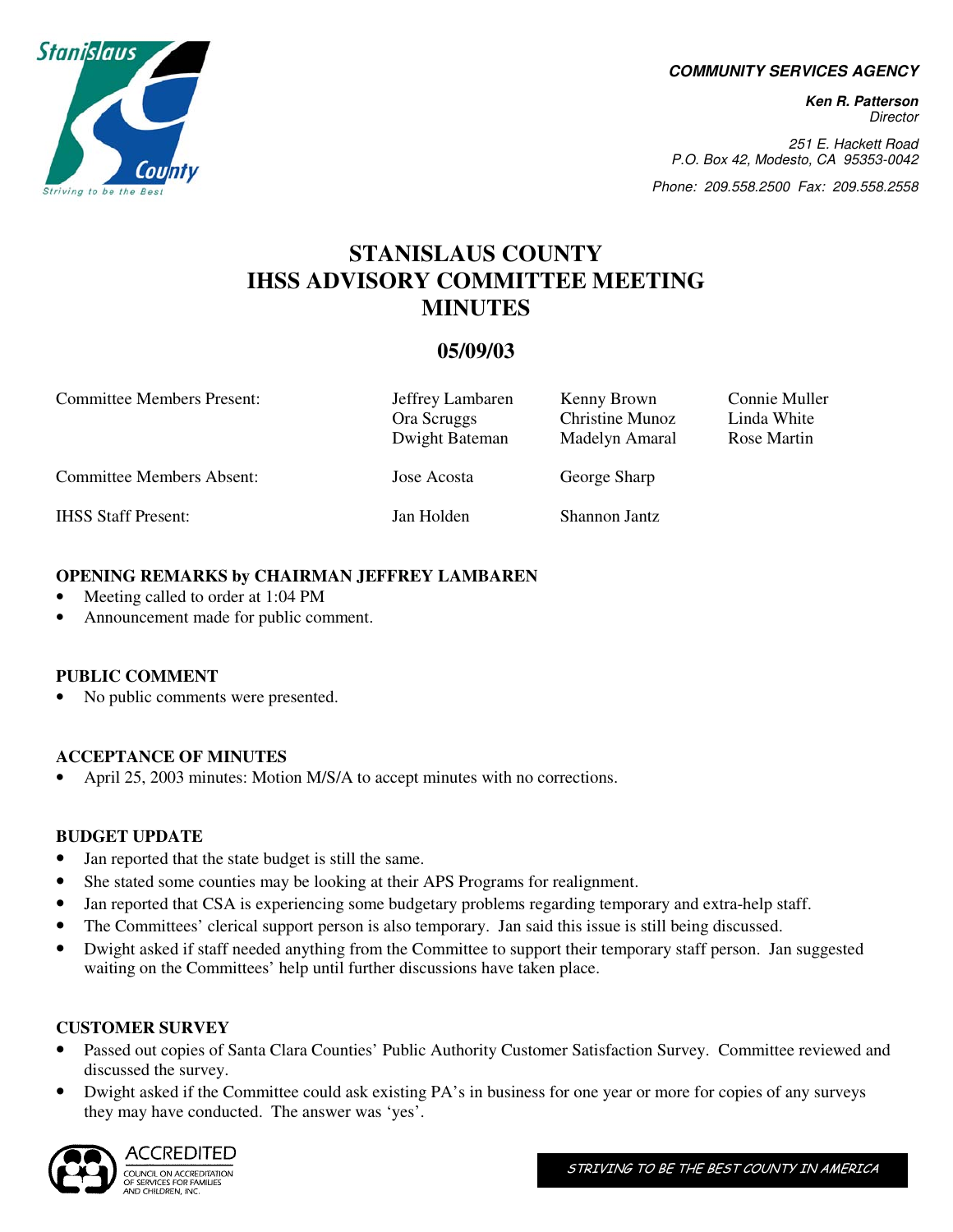**COMMUNITY SERVICES AGENCY**

**Ken R. Patterson**
*Director*

*251 E. Hackett Road*
*P.O. Box 42, Modesto, CA 95353-0042*

*Phone: 209.558.2500 Fax: 209.558.2558*

# STANISLAUS COUNTY
# IHSS ADVISORY COMMITTEE MEETING
# MINUTES

## 05/09/03

| | | | |
|---|---|---|---|
| Committee Members Present: | Jeffrey Lambaren | Kenny Brown | Connie Muller |
| | Ora Scruggs | Christine Munoz | Linda White |
| | Dwight Bateman | Madelyn Amaral | Rose Martin |
| Committee Members Absent: | Jose Acosta | George Sharp | |
| IHSS Staff Present: | Jan Holden | Shannon Jantz | |

### OPENING REMARKS by CHAIRMAN JEFFREY LAMBAREN

- Meeting called to order at 1:04 PM
- Announcement made for public comment.

### PUBLIC COMMENT

- No public comments were presented.

### ACCEPTANCE OF MINUTES

- April 25, 2003 minutes: Motion M/S/A to accept minutes with no corrections.

### BUDGET UPDATE

- Jan reported that the state budget is still the same.
- She stated some counties may be looking at their APS Programs for realignment.
- Jan reported that CSA is experiencing some budgetary problems regarding temporary and extra-help staff.
- The Committees' clerical support person is also temporary. Jan said this issue is still being discussed.
- Dwight asked if staff needed anything from the Committee to support their temporary staff person. Jan suggested waiting on the Committees' help until further discussions have taken place.

### CUSTOMER SURVEY

- Passed out copies of Santa Clara Counties' Public Authority Customer Satisfaction Survey. Committee reviewed and discussed the survey.
- Dwight asked if the Committee could ask existing PA's in business for one year or more for copies of any surveys they may have conducted. The answer was 'yes'.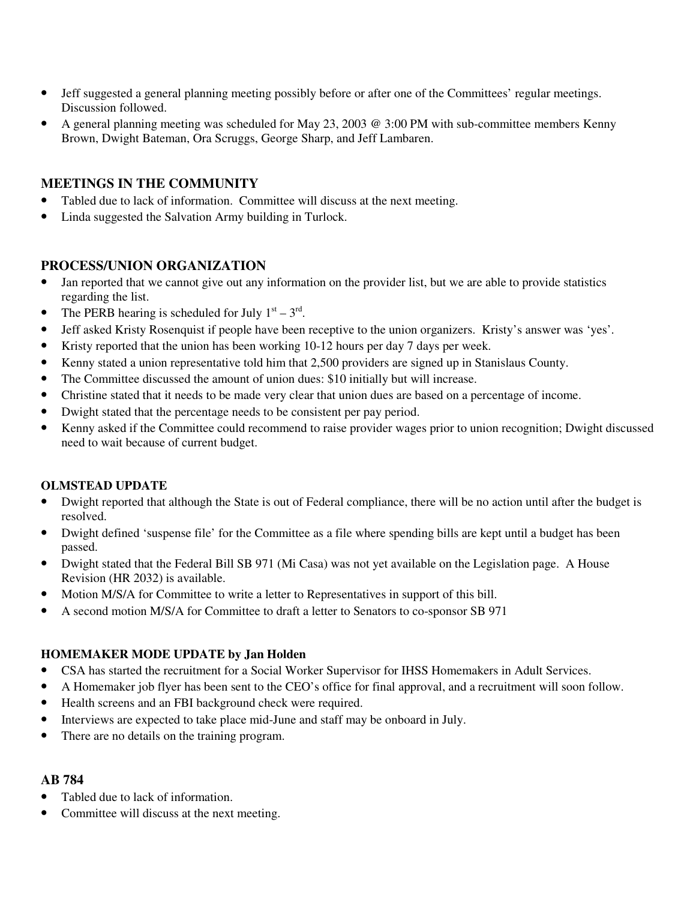- Jeff suggested a general planning meeting possibly before or after one of the Committees' regular meetings. Discussion followed.
- A general planning meeting was scheduled for May 23, 2003 @ 3:00 PM with sub-committee members Kenny Brown, Dwight Bateman, Ora Scruggs, George Sharp, and Jeff Lambaren.

## MEETINGS IN THE COMMUNITY

- Tabled due to lack of information. Committee will discuss at the next meeting.
- Linda suggested the Salvation Army building in Turlock.

## PROCESS/UNION ORGANIZATION

- Jan reported that we cannot give out any information on the provider list, but we are able to provide statistics regarding the list.
- The PERB hearing is scheduled for July 1st – 3rd.
- Jeff asked Kristy Rosenquist if people have been receptive to the union organizers. Kristy's answer was 'yes'.
- Kristy reported that the union has been working 10-12 hours per day 7 days per week.
- Kenny stated a union representative told him that 2,500 providers are signed up in Stanislaus County.
- The Committee discussed the amount of union dues: $10 initially but will increase.
- Christine stated that it needs to be made very clear that union dues are based on a percentage of income.
- Dwight stated that the percentage needs to be consistent per pay period.
- Kenny asked if the Committee could recommend to raise provider wages prior to union recognition; Dwight discussed need to wait because of current budget.

### OLMSTEAD UPDATE

- Dwight reported that although the State is out of Federal compliance, there will be no action until after the budget is resolved.
- Dwight defined 'suspense file' for the Committee as a file where spending bills are kept until a budget has been passed.
- Dwight stated that the Federal Bill SB 971 (Mi Casa) was not yet available on the Legislation page. A House Revision (HR 2032) is available.
- Motion M/S/A for Committee to write a letter to Representatives in support of this bill.
- A second motion M/S/A for Committee to draft a letter to Senators to co-sponsor SB 971

### HOMEMAKER MODE UPDATE by Jan Holden

- CSA has started the recruitment for a Social Worker Supervisor for IHSS Homemakers in Adult Services.
- A Homemaker job flyer has been sent to the CEO's office for final approval, and a recruitment will soon follow.
- Health screens and an FBI background check were required.
- Interviews are expected to take place mid-June and staff may be onboard in July.
- There are no details on the training program.

## AB 784

- Tabled due to lack of information.
- Committee will discuss at the next meeting.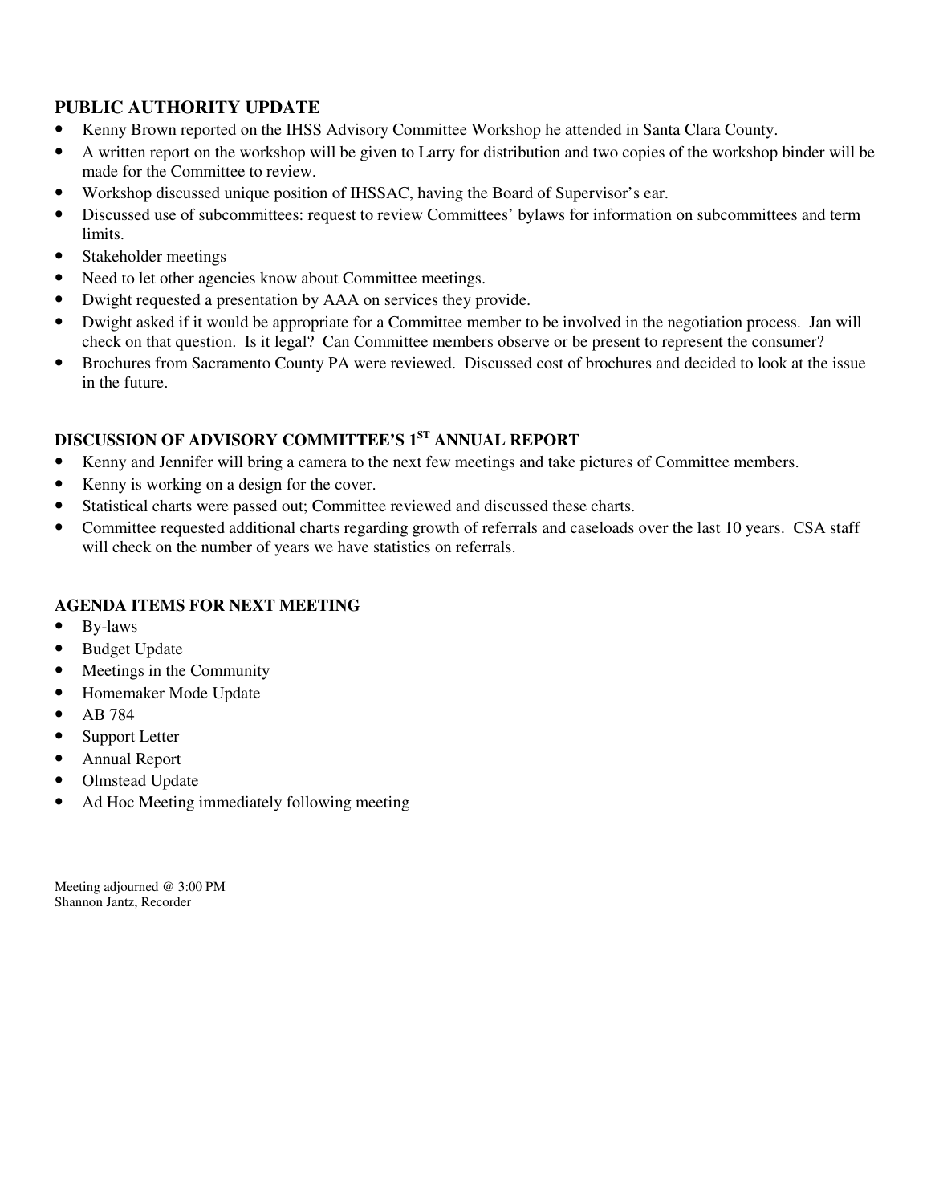## PUBLIC AUTHORITY UPDATE

- Kenny Brown reported on the IHSS Advisory Committee Workshop he attended in Santa Clara County.
- A written report on the workshop will be given to Larry for distribution and two copies of the workshop binder will be made for the Committee to review.
- Workshop discussed unique position of IHSSAC, having the Board of Supervisor's ear.
- Discussed use of subcommittees: request to review Committees' bylaws for information on subcommittees and term limits.
- Stakeholder meetings
- Need to let other agencies know about Committee meetings.
- Dwight requested a presentation by AAA on services they provide.
- Dwight asked if it would be appropriate for a Committee member to be involved in the negotiation process. Jan will check on that question. Is it legal? Can Committee members observe or be present to represent the consumer?
- Brochures from Sacramento County PA were reviewed. Discussed cost of brochures and decided to look at the issue in the future.

## DISCUSSION OF ADVISORY COMMITTEE'S 1ST ANNUAL REPORT

- Kenny and Jennifer will bring a camera to the next few meetings and take pictures of Committee members.
- Kenny is working on a design for the cover.
- Statistical charts were passed out; Committee reviewed and discussed these charts.
- Committee requested additional charts regarding growth of referrals and caseloads over the last 10 years. CSA staff will check on the number of years we have statistics on referrals.

## AGENDA ITEMS FOR NEXT MEETING

- By-laws
- Budget Update
- Meetings in the Community
- Homemaker Mode Update
- AB 784
- Support Letter
- Annual Report
- Olmstead Update
- Ad Hoc Meeting immediately following meeting

Meeting adjourned @ 3:00 PM
Shannon Jantz, Recorder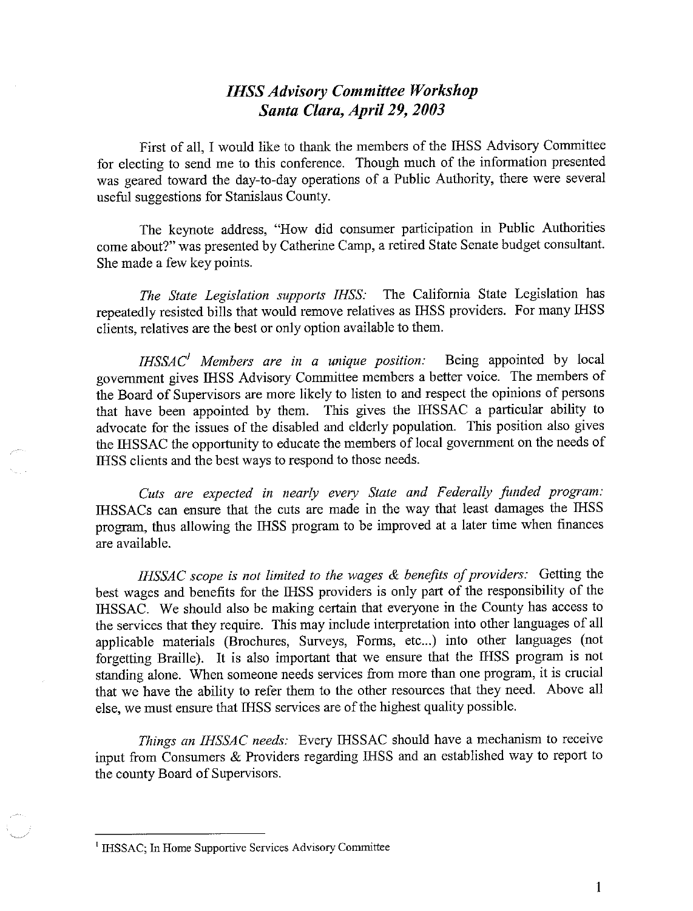# *IHSS Advisory Committee Workshop*
# *Santa Clara, April 29, 2003*

First of all, I would like to thank the members of the IHSS Advisory Committee for electing to send me to this conference. Though much of the information presented was geared toward the day-to-day operations of a Public Authority, there were several useful suggestions for Stanislaus County.

The keynote address, "How did consumer participation in Public Authorities come about?" was presented by Catherine Camp, a retired State Senate budget consultant. She made a few key points.

*The State Legislation supports IHSS:* The California State Legislation has repeatedly resisted bills that would remove relatives as IHSS providers. For many IHSS clients, relatives are the best or only option available to them.

*IHSSAC[1] Members are in a unique position:* Being appointed by local government gives IHSS Advisory Committee members a better voice. The members of the Board of Supervisors are more likely to listen to and respect the opinions of persons that have been appointed by them. This gives the IHSSAC a particular ability to advocate for the issues of the disabled and elderly population. This position also gives the IHSSAC the opportunity to educate the members of local government on the needs of IHSS clients and the best ways to respond to those needs.

*Cuts are expected in nearly every State and Federally funded program:* IHSSACs can ensure that the cuts are made in the way that least damages the IHSS program, thus allowing the IHSS program to be improved at a later time when finances are available.

*IHSSAC scope is not limited to the wages & benefits of providers:* Getting the best wages and benefits for the IHSS providers is only part of the responsibility of the IHSSAC. We should also be making certain that everyone in the County has access to the services that they require. This may include interpretation into other languages of all applicable materials (Brochures, Surveys, Forms, etc...) into other languages (not forgetting Braille). It is also important that we ensure that the IHSS program is not standing alone. When someone needs services from more than one program, it is crucial that we have the ability to refer them to the other resources that they need. Above all else, we must ensure that IHSS services are of the highest quality possible.

*Things an IHSSAC needs:* Every IHSSAC should have a mechanism to receive input from Consumers & Providers regarding IHSS and an established way to report to the county Board of Supervisors.

---

[1] IHSSAC; In Home Supportive Services Advisory Committee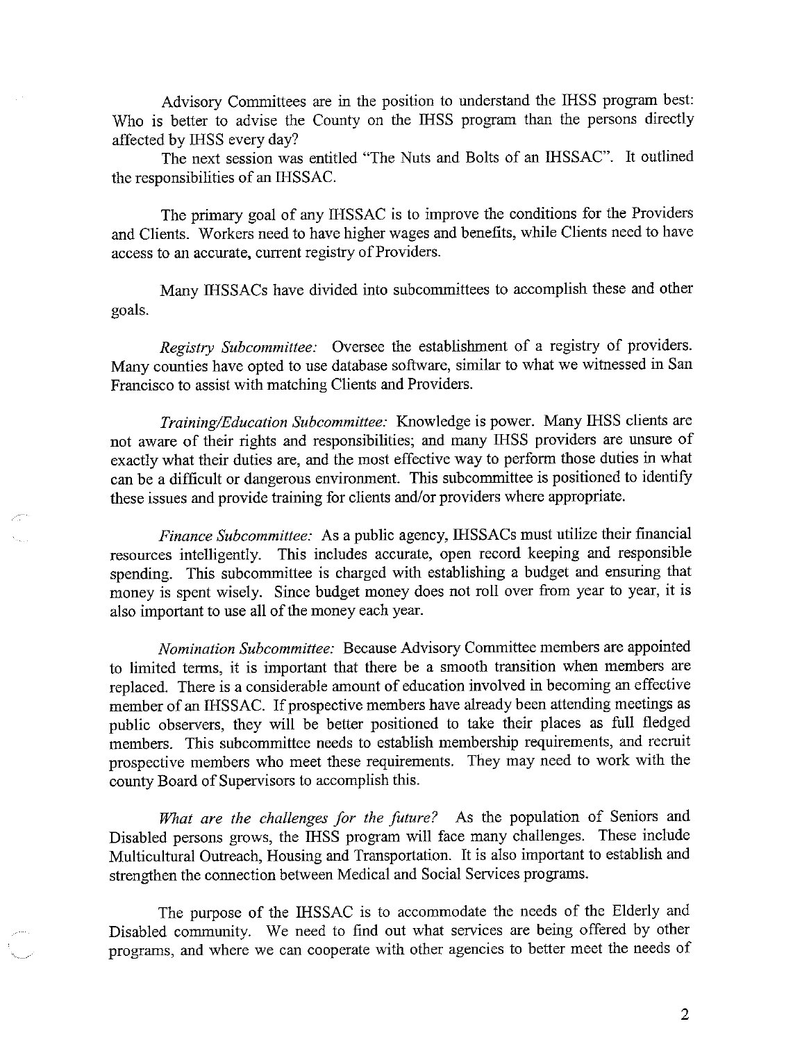Advisory Committees are in the position to understand the IHSS program best: Who is better to advise the County on the IHSS program than the persons directly affected by IHSS every day?

The next session was entitled "The Nuts and Bolts of an IHSSAC". It outlined the responsibilities of an IHSSAC.

The primary goal of any IHSSAC is to improve the conditions for the Providers and Clients. Workers need to have higher wages and benefits, while Clients need to have access to an accurate, current registry of Providers.

Many IHSSACs have divided into subcommittees to accomplish these and other goals.

*Registry Subcommittee:* Oversee the establishment of a registry of providers. Many counties have opted to use database software, similar to what we witnessed in San Francisco to assist with matching Clients and Providers.

*Training/Education Subcommittee:* Knowledge is power. Many IHSS clients are not aware of their rights and responsibilities; and many IHSS providers are unsure of exactly what their duties are, and the most effective way to perform those duties in what can be a difficult or dangerous environment. This subcommittee is positioned to identify these issues and provide training for clients and/or providers where appropriate.

*Finance Subcommittee:* As a public agency, IHSSACs must utilize their financial resources intelligently. This includes accurate, open record keeping and responsible spending. This subcommittee is charged with establishing a budget and ensuring that money is spent wisely. Since budget money does not roll over from year to year, it is also important to use all of the money each year.

*Nomination Subcommittee:* Because Advisory Committee members are appointed to limited terms, it is important that there be a smooth transition when members are replaced. There is a considerable amount of education involved in becoming an effective member of an IHSSAC. If prospective members have already been attending meetings as public observers, they will be better positioned to take their places as full fledged members. This subcommittee needs to establish membership requirements, and recruit prospective members who meet these requirements. They may need to work with the county Board of Supervisors to accomplish this.

*What are the challenges for the future?* As the population of Seniors and Disabled persons grows, the IHSS program will face many challenges. These include Multicultural Outreach, Housing and Transportation. It is also important to establish and strengthen the connection between Medical and Social Services programs.

The purpose of the IHSSAC is to accommodate the needs of the Elderly and Disabled community. We need to find out what services are being offered by other programs, and where we can cooperate with other agencies to better meet the needs of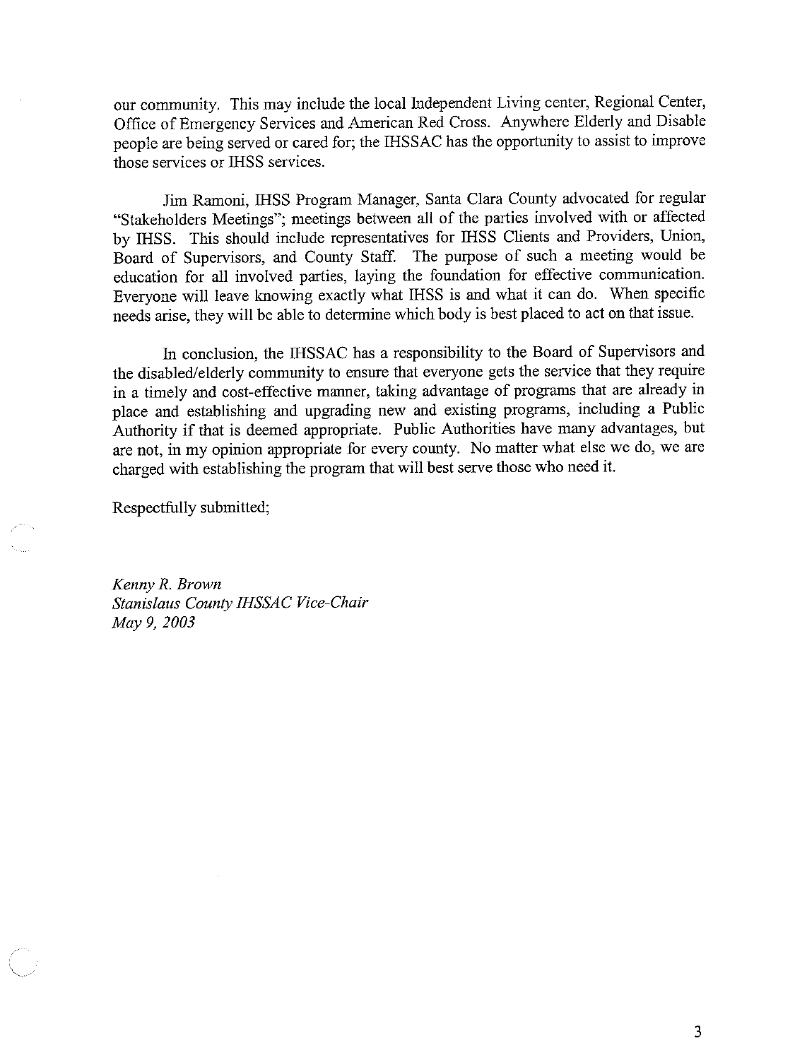our community. This may include the local Independent Living center, Regional Center, Office of Emergency Services and American Red Cross. Anywhere Elderly and Disable people are being served or cared for; the IHSSAC has the opportunity to assist to improve those services or IHSS services.

Jim Ramoni, IHSS Program Manager, Santa Clara County advocated for regular "Stakeholders Meetings"; meetings between all of the parties involved with or affected by IHSS. This should include representatives for IHSS Clients and Providers, Union, Board of Supervisors, and County Staff. The purpose of such a meeting would be education for all involved parties, laying the foundation for effective communication. Everyone will leave knowing exactly what IHSS is and what it can do. When specific needs arise, they will be able to determine which body is best placed to act on that issue.

In conclusion, the IHSSAC has a responsibility to the Board of Supervisors and the disabled/elderly community to ensure that everyone gets the service that they require in a timely and cost-effective manner, taking advantage of programs that are already in place and establishing and upgrading new and existing programs, including a Public Authority if that is deemed appropriate. Public Authorities have many advantages, but are not, in my opinion appropriate for every county. No matter what else we do, we are charged with establishing the program that will best serve those who need it.

Respectfully submitted;

*Kenny R. Brown*
*Stanislaus County IHSSAC Vice-Chair*
*May 9, 2003*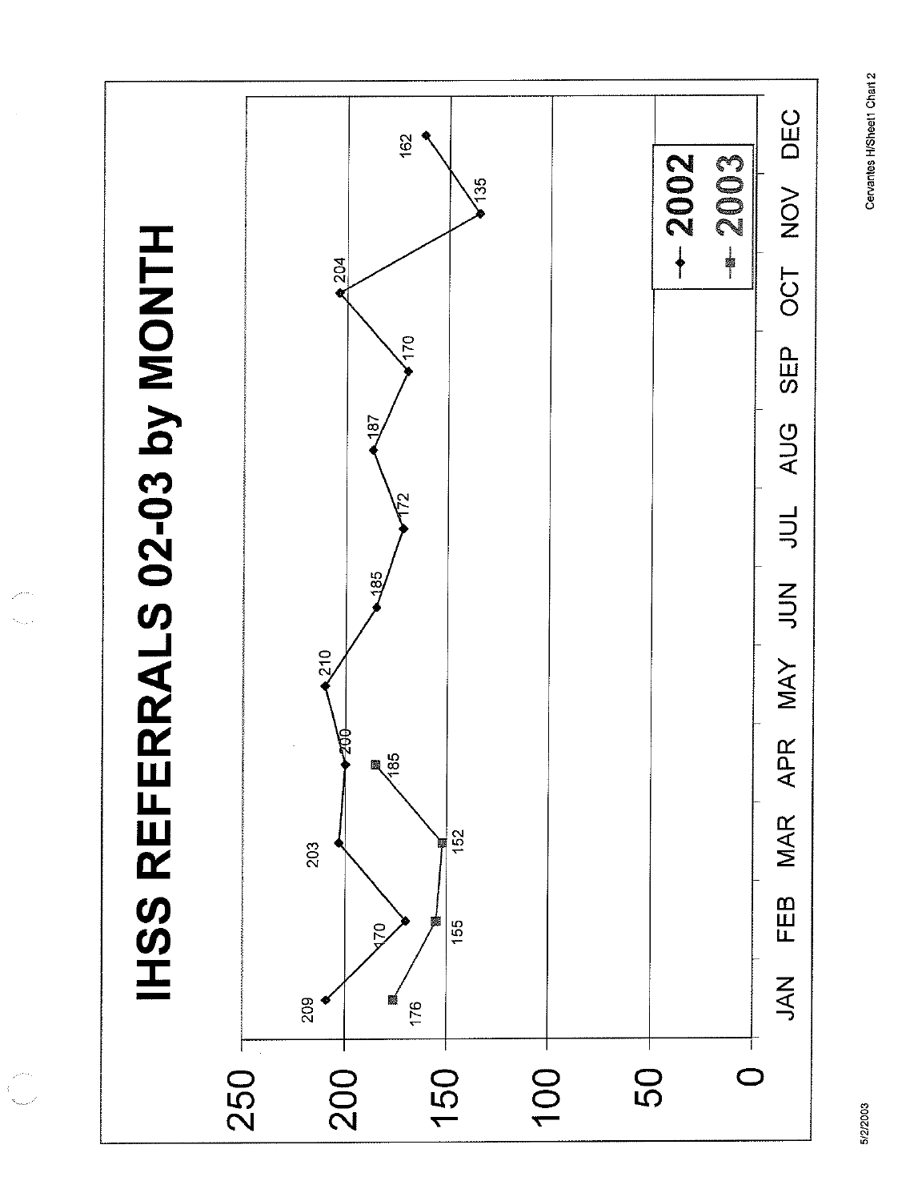# IHSS REFERRALS 02-03 by MONTH

| Month | 2002 | 2003 |
|---|---|---|
| JAN | 209 | 176 |
| FEB | 170 | 155 |
| MAR | 203 | 152 |
| APR | 200 | 185 |
| MAY | 210 | |
| JUN | 185 | |
| JUL | 172 | |
| AUG | 187 | |
| SEP | 170 | |
| OCT | 204 | |
| NOV | 135 | |
| DEC | 162 | |

5/2/2003

Cervantes H/Sheet1 Chart 2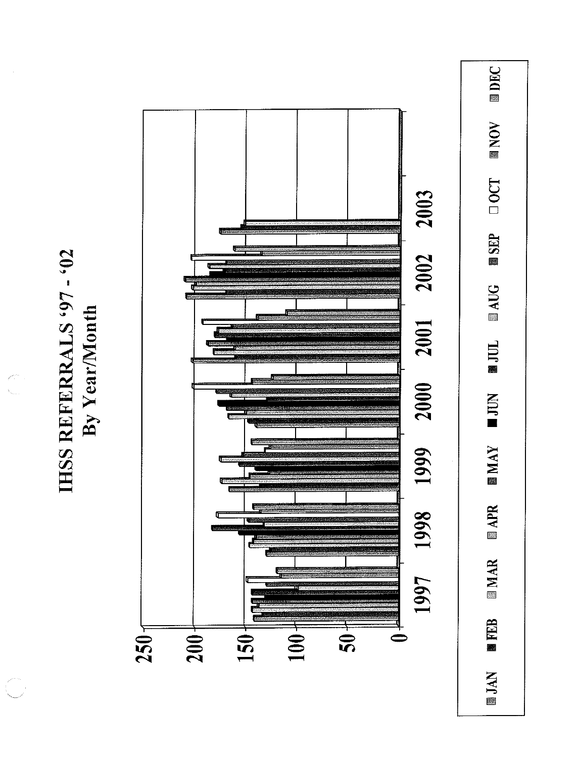# IHSS REFERRALS '97 - '02
## By Year/Month

250
200
150
100
50
0

1997 1998 1999 2000 2001 2002 2003

JAN FEB MAR APR MAY JUN JUL AUG SEP OCT NOV DEC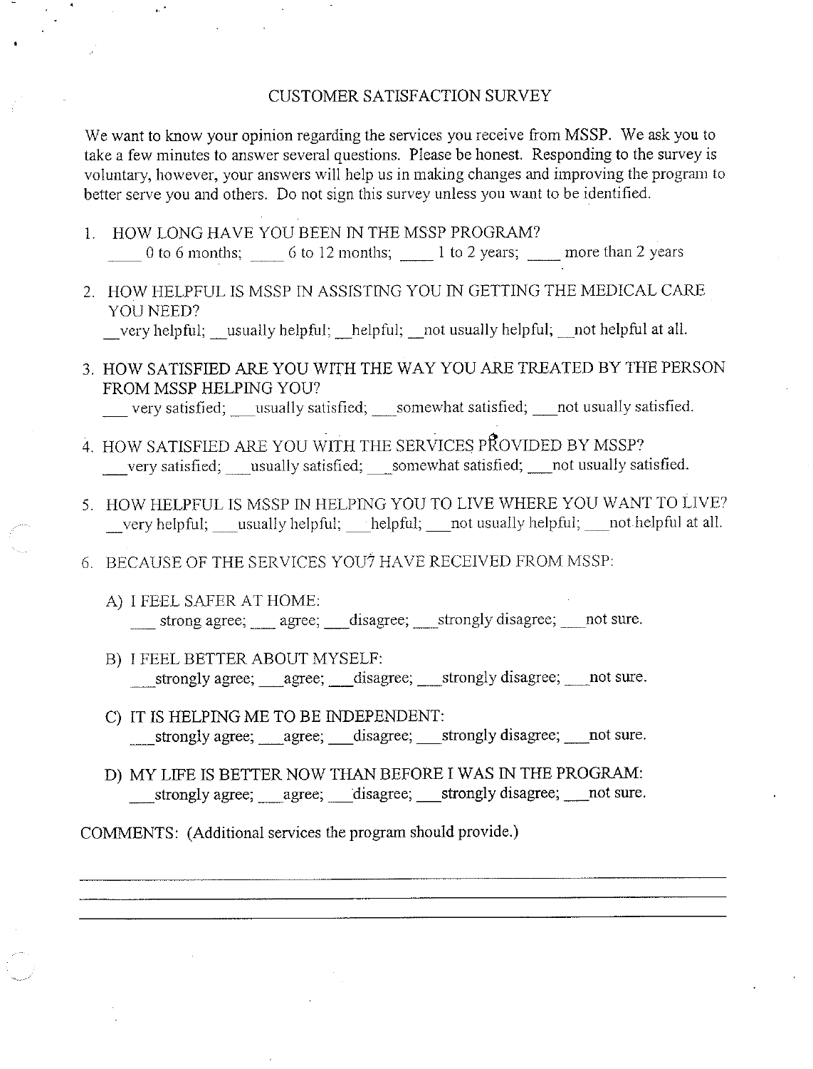# CUSTOMER SATISFACTION SURVEY

We want to know your opinion regarding the services you receive from MSSP. We ask you to take a few minutes to answer several questions. Please be honest. Responding to the survey is voluntary, however, your answers will help us in making changes and improving the program to better serve you and others. Do not sign this survey unless you want to be identified.

1. HOW LONG HAVE YOU BEEN IN THE MSSP PROGRAM?
   ____ 0 to 6 months; ____ 6 to 12 months; ____ 1 to 2 years; ____ more than 2 years

2. HOW HELPFUL IS MSSP IN ASSISTING YOU IN GETTING THE MEDICAL CARE YOU NEED?
   __very helpful; __usually helpful; __helpful; __not usually helpful; __not helpful at all.

3. HOW SATISFIED ARE YOU WITH THE WAY YOU ARE TREATED BY THE PERSON FROM MSSP HELPING YOU?
   ___ very satisfied; ___usually satisfied; ___somewhat satisfied; ___not usually satisfied.

4. HOW SATISFIED ARE YOU WITH THE SERVICES PROVIDED BY MSSP?
   ___very satisfied; ___usually satisfied; ___somewhat satisfied; ___not usually satisfied.

5. HOW HELPFUL IS MSSP IN HELPING YOU TO LIVE WHERE YOU WANT TO LIVE?
   __very helpful; ___usually helpful; ___helpful; ___not usually helpful; ___not helpful at all.

6. BECAUSE OF THE SERVICES YOU7 HAVE RECEIVED FROM MSSP:

   A) I FEEL SAFER AT HOME:
      ___ strong agree; ___ agree; ___disagree; ___strongly disagree; ___not sure.

   B) I FEEL BETTER ABOUT MYSELF:
      ___strongly agree; ___agree; ___disagree; ___strongly disagree; ___not sure.

   C) IT IS HELPING ME TO BE INDEPENDENT:
      ___strongly agree; ___agree; ___disagree; ___strongly disagree; ___not sure.

   D) MY LIFE IS BETTER NOW THAN BEFORE I WAS IN THE PROGRAM:
      ___strongly agree; ___agree; ___disagree; ___strongly disagree; ___not sure.

COMMENTS: (Additional services the program should provide.)

______________________________________________________________________

______________________________________________________________________

______________________________________________________________________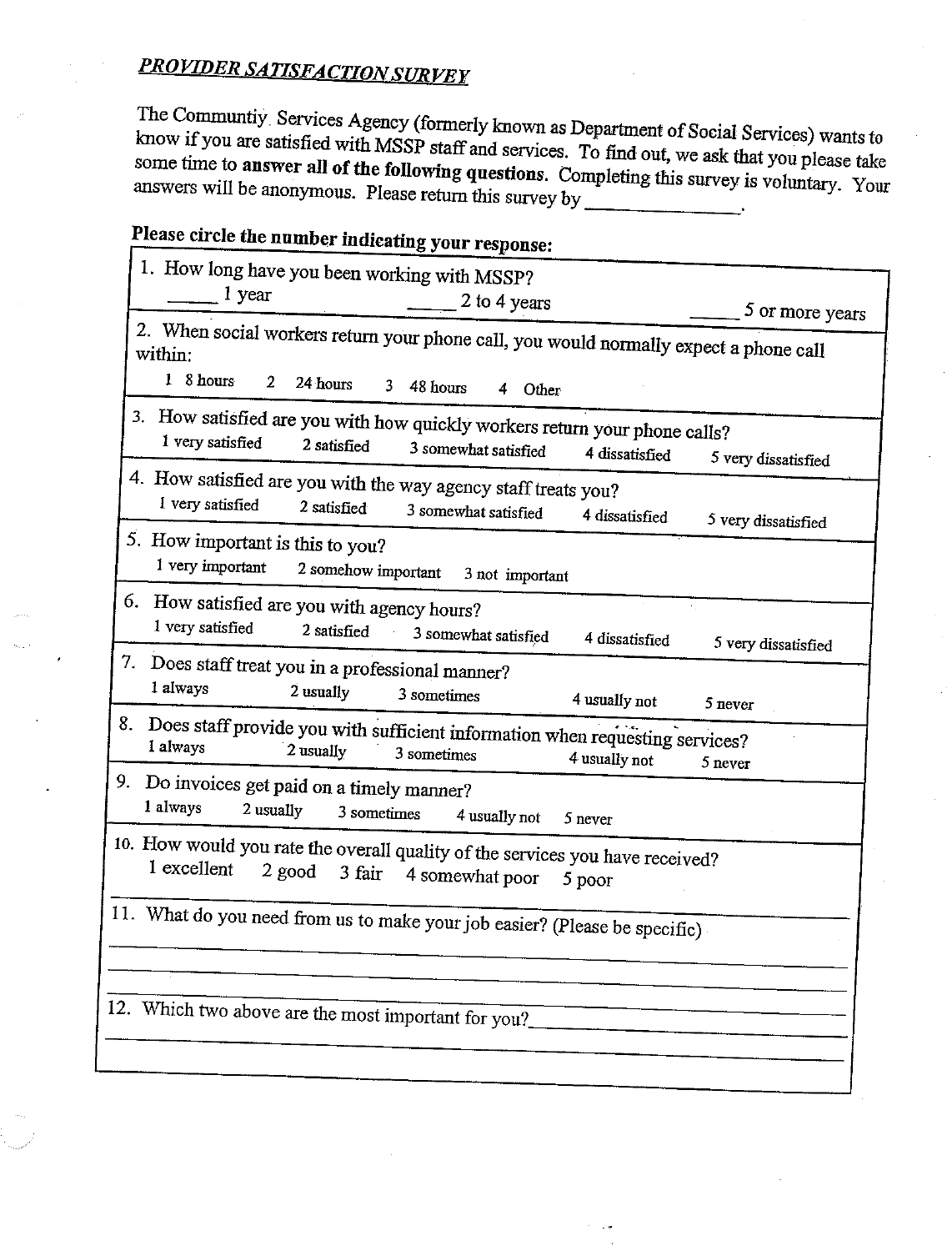***PROVIDER SATISFACTION SURVEY***

The Communtiy Services Agency (formerly known as Department of Social Services) wants to know if you are satisfied with MSSP staff and services. To find out, we ask that you please take some time to **answer all of the following questions**. Completing this survey is voluntary. Your answers will be anonymous. Please return this survey by ______________.

**Please circle the number indicating your response:**

1. How long have you been working with MSSP?
   _____ 1 year _____ 2 to 4 years _____ 5 or more years

2. When social workers return your phone call, you would normally expect a phone call within:
   1 8 hours 2 24 hours 3 48 hours 4 Other

3. How satisfied are you with how quickly workers return your phone calls?
   1 very satisfied 2 satisfied 3 somewhat satisfied 4 dissatisfied 5 very dissatisfied

4. How satisfied are you with the way agency staff treats you?
   1 very satisfied 2 satisfied 3 somewhat satisfied 4 dissatisfied 5 very dissatisfied

5. How important is this to you?
   1 very important 2 somehow important 3 not important

6. How satisfied are you with agency hours?
   1 very satisfied 2 satisfied 3 somewhat satisfied 4 dissatisfied 5 very dissatisfied

7. Does staff treat you in a professional manner?
   1 always 2 usually 3 sometimes 4 usually not 5 never

8. Does staff provide you with sufficient information when requesting services?
   1 always 2 usually 3 sometimes 4 usually not 5 never

9. Do invoices get paid on a timely manner?
   1 always 2 usually 3 sometimes 4 usually not 5 never

10. How would you rate the overall quality of the services you have received?
    1 excellent 2 good 3 fair 4 somewhat poor 5 poor

11. What do you need from us to make your job easier? (Please be specific)
    ______________________________________________________________
    ______________________________________________________________

12. Which two above are the most important for you? ______________________________
    ______________________________________________________________